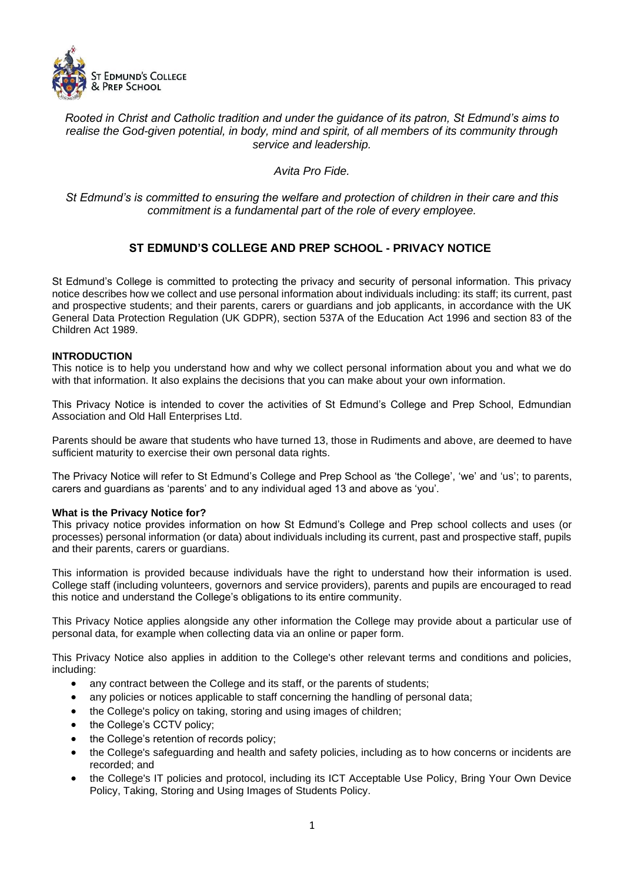*Rooted in Christ and Catholic tradition and under the guidance of its patron, St Edmund's aims to realise the God-given potential, in body, mind and spirit, of all members of its community through service and leadership.*

*Avita Pro Fide.*

*St Edmund's is committed to ensuring the welfare and protection of children in their care and this commitment is a fundamental part of the role of every employee.*

# ST EDMUND'S COLLEGE AND PREP SCHOOL - PRIVACY NOTICE

St Edmund's College is committed to protecting the privacy and security of personal information. This privacy notice describes how we collect and use personal information about individuals including: its staff; its current, past and prospective students; and their parents, carers or guardians and job applicants, in accordance with the UK General Data Protection Regulation (UK GDPR), section 537A of the Education Act 1996 and section 83 of the Children Act 1989.

## INTRODUCTION

This notice is to help you understand how and why we collect personal information about you and what we do with that information. It also explains the decisions that you can make about your own information.

This Privacy Notice is intended to cover the activities of St Edmund's College and Prep School, Edmundian Association and Old Hall Enterprises Ltd.

Parents should be aware that students who have turned 13, those in Rudiments and above, are deemed to have sufficient maturity to exercise their own personal data rights.

The Privacy Notice will refer to St Edmund's College and Prep School as 'the College', 'we' and 'us'; to parents, carers and guardians as 'parents' and to any individual aged 13 and above as 'you'.

### What is the Privacy Notice for?

This privacy notice provides information on how St Edmund's College and Prep school collects and uses (or processes) personal information (or data) about individuals including its current, past and prospective staff, pupils and their parents, carers or guardians.

This information is provided because individuals have the right to understand how their information is used. College staff (including volunteers, governors and service providers), parents and pupils are encouraged to read this notice and understand the College's obligations to its entire community.

This Privacy Notice applies alongside any other information the College may provide about a particular use of personal data, for example when collecting data via an online or paper form.

This Privacy Notice also applies in addition to the College's other relevant terms and conditions and policies, including:

- any contract between the College and its staff, or the parents of students;
- any policies or notices applicable to staff concerning the handling of personal data;
- the College's policy on taking, storing and using images of children;
- the College's CCTV policy;
- the College's retention of records policy;
- the College's safeguarding and health and safety policies, including as to how concerns or incidents are recorded; and
- the College's IT policies and protocol, including its ICT Acceptable Use Policy, Bring Your Own Device Policy, Taking, Storing and Using Images of Students Policy.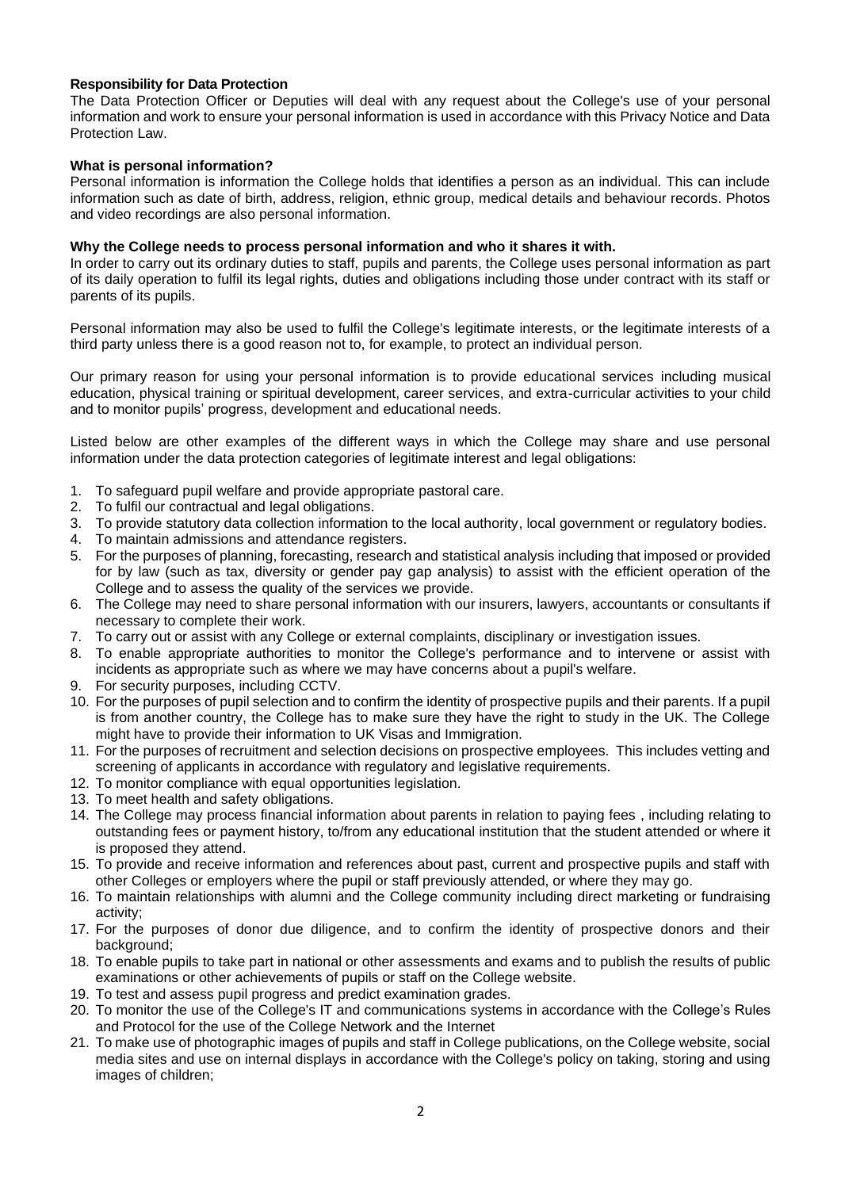**Responsibility for Data Protection**

The Data Protection Officer or Deputies will deal with any request about the College's use of your personal information and work to ensure your personal information is used in accordance with this Privacy Notice and Data Protection Law.

**What is personal information?**

Personal information is information the College holds that identifies a person as an individual. This can include information such as date of birth, address, religion, ethnic group, medical details and behaviour records. Photos and video recordings are also personal information.

**Why the College needs to process personal information and who it shares it with.**

In order to carry out its ordinary duties to staff, pupils and parents, the College uses personal information as part of its daily operation to fulfil its legal rights, duties and obligations including those under contract with its staff or parents of its pupils.

Personal information may also be used to fulfil the College's legitimate interests, or the legitimate interests of a third party unless there is a good reason not to, for example, to protect an individual person.

Our primary reason for using your personal information is to provide educational services including musical education, physical training or spiritual development, career services, and extra-curricular activities to your child and to monitor pupils' progress, development and educational needs.

Listed below are other examples of the different ways in which the College may share and use personal information under the data protection categories of legitimate interest and legal obligations:

1. To safeguard pupil welfare and provide appropriate pastoral care.
2. To fulfil our contractual and legal obligations.
3. To provide statutory data collection information to the local authority, local government or regulatory bodies.
4. To maintain admissions and attendance registers.
5. For the purposes of planning, forecasting, research and statistical analysis including that imposed or provided for by law (such as tax, diversity or gender pay gap analysis) to assist with the efficient operation of the College and to assess the quality of the services we provide.
6. The College may need to share personal information with our insurers, lawyers, accountants or consultants if necessary to complete their work.
7. To carry out or assist with any College or external complaints, disciplinary or investigation issues.
8. To enable appropriate authorities to monitor the College's performance and to intervene or assist with incidents as appropriate such as where we may have concerns about a pupil's welfare.
9. For security purposes, including CCTV.
10. For the purposes of pupil selection and to confirm the identity of prospective pupils and their parents. If a pupil is from another country, the College has to make sure they have the right to study in the UK. The College might have to provide their information to UK Visas and Immigration.
11. For the purposes of recruitment and selection decisions on prospective employees. This includes vetting and screening of applicants in accordance with regulatory and legislative requirements.
12. To monitor compliance with equal opportunities legislation.
13. To meet health and safety obligations.
14. The College may process financial information about parents in relation to paying fees , including relating to outstanding fees or payment history, to/from any educational institution that the student attended or where it is proposed they attend.
15. To provide and receive information and references about past, current and prospective pupils and staff with other Colleges or employers where the pupil or staff previously attended, or where they may go.
16. To maintain relationships with alumni and the College community including direct marketing or fundraising activity;
17. For the purposes of donor due diligence, and to confirm the identity of prospective donors and their background;
18. To enable pupils to take part in national or other assessments and exams and to publish the results of public examinations or other achievements of pupils or staff on the College website.
19. To test and assess pupil progress and predict examination grades.
20. To monitor the use of the College's IT and communications systems in accordance with the College's Rules and Protocol for the use of the College Network and the Internet
21. To make use of photographic images of pupils and staff in College publications, on the College website, social media sites and use on internal displays in accordance with the College's policy on taking, storing and using images of children;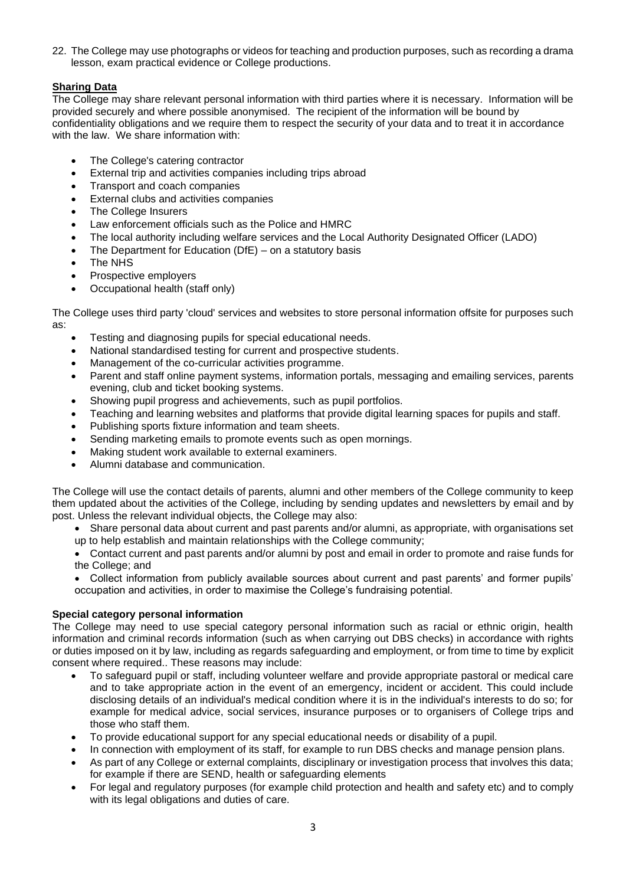22. The College may use photographs or videos for teaching and production purposes, such as recording a drama lesson, exam practical evidence or College productions.

**Sharing Data**

The College may share relevant personal information with third parties where it is necessary. Information will be provided securely and where possible anonymised. The recipient of the information will be bound by confidentiality obligations and we require them to respect the security of your data and to treat it in accordance with the law. We share information with:

- The College's catering contractor
- External trip and activities companies including trips abroad
- Transport and coach companies
- External clubs and activities companies
- The College Insurers
- Law enforcement officials such as the Police and HMRC
- The local authority including welfare services and the Local Authority Designated Officer (LADO)
- The Department for Education (DfE) – on a statutory basis
- The NHS
- Prospective employers
- Occupational health (staff only)

The College uses third party 'cloud' services and websites to store personal information offsite for purposes such as:

- Testing and diagnosing pupils for special educational needs.
- National standardised testing for current and prospective students.
- Management of the co-curricular activities programme.
- Parent and staff online payment systems, information portals, messaging and emailing services, parents evening, club and ticket booking systems.
- Showing pupil progress and achievements, such as pupil portfolios.
- Teaching and learning websites and platforms that provide digital learning spaces for pupils and staff.
- Publishing sports fixture information and team sheets.
- Sending marketing emails to promote events such as open mornings.
- Making student work available to external examiners.
- Alumni database and communication.

The College will use the contact details of parents, alumni and other members of the College community to keep them updated about the activities of the College, including by sending updates and newsletters by email and by post. Unless the relevant individual objects, the College may also:

- Share personal data about current and past parents and/or alumni, as appropriate, with organisations set up to help establish and maintain relationships with the College community;
- Contact current and past parents and/or alumni by post and email in order to promote and raise funds for the College; and
- Collect information from publicly available sources about current and past parents' and former pupils' occupation and activities, in order to maximise the College's fundraising potential.

**Special category personal information**

The College may need to use special category personal information such as racial or ethnic origin, health information and criminal records information (such as when carrying out DBS checks) in accordance with rights or duties imposed on it by law, including as regards safeguarding and employment, or from time to time by explicit consent where required.. These reasons may include:

- To safeguard pupil or staff, including volunteer welfare and provide appropriate pastoral or medical care and to take appropriate action in the event of an emergency, incident or accident. This could include disclosing details of an individual's medical condition where it is in the individual's interests to do so; for example for medical advice, social services, insurance purposes or to organisers of College trips and those who staff them.
- To provide educational support for any special educational needs or disability of a pupil.
- In connection with employment of its staff, for example to run DBS checks and manage pension plans.
- As part of any College or external complaints, disciplinary or investigation process that involves this data; for example if there are SEND, health or safeguarding elements
- For legal and regulatory purposes (for example child protection and health and safety etc) and to comply with its legal obligations and duties of care.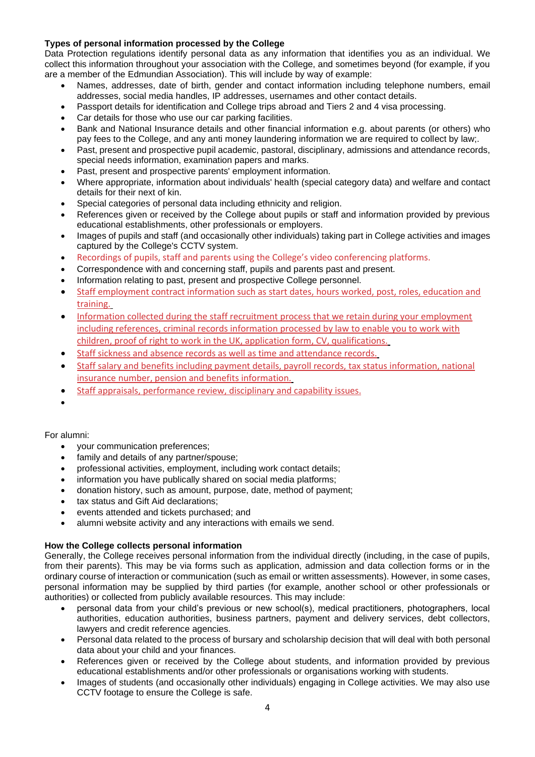**Types of personal information processed by the College**

Data Protection regulations identify personal data as any information that identifies you as an individual. We collect this information throughout your association with the College, and sometimes beyond (for example, if you are a member of the Edmundian Association). This will include by way of example:

- Names, addresses, date of birth, gender and contact information including telephone numbers, email addresses, social media handles, IP addresses, usernames and other contact details.
- Passport details for identification and College trips abroad and Tiers 2 and 4 visa processing.
- Car details for those who use our car parking facilities.
- Bank and National Insurance details and other financial information e.g. about parents (or others) who pay fees to the College, and any anti money laundering information we are required to collect by law;.
- Past, present and prospective pupil academic, pastoral, disciplinary, admissions and attendance records, special needs information, examination papers and marks.
- Past, present and prospective parents' employment information.
- Where appropriate, information about individuals' health (special category data) and welfare and contact details for their next of kin.
- Special categories of personal data including ethnicity and religion.
- References given or received by the College about pupils or staff and information provided by previous educational establishments, other professionals or employers.
- Images of pupils and staff (and occasionally other individuals) taking part in College activities and images captured by the College's CCTV system.
- Recordings of pupils, staff and parents using the College's video conferencing platforms.
- Correspondence with and concerning staff, pupils and parents past and present.
- Information relating to past, present and prospective College personnel.
- Staff employment contract information such as start dates, hours worked, post, roles, education and training.
- Information collected during the staff recruitment process that we retain during your employment including references, criminal records information processed by law to enable you to work with children, proof of right to work in the UK, application form, CV, qualifications.
- Staff sickness and absence records as well as time and attendance records.
- Staff salary and benefits including payment details, payroll records, tax status information, national insurance number, pension and benefits information.
- Staff appraisals, performance review, disciplinary and capability issues.

For alumni:

- your communication preferences;
- family and details of any partner/spouse;
- professional activities, employment, including work contact details;
- information you have publically shared on social media platforms;
- donation history, such as amount, purpose, date, method of payment;
- tax status and Gift Aid declarations;
- events attended and tickets purchased; and
- alumni website activity and any interactions with emails we send.

**How the College collects personal information**

Generally, the College receives personal information from the individual directly (including, in the case of pupils, from their parents). This may be via forms such as application, admission and data collection forms or in the ordinary course of interaction or communication (such as email or written assessments). However, in some cases, personal information may be supplied by third parties (for example, another school or other professionals or authorities) or collected from publicly available resources. This may include:

- personal data from your child's previous or new school(s), medical practitioners, photographers, local authorities, education authorities, business partners, payment and delivery services, debt collectors, lawyers and credit reference agencies.
- Personal data related to the process of bursary and scholarship decision that will deal with both personal data about your child and your finances.
- References given or received by the College about students, and information provided by previous educational establishments and/or other professionals or organisations working with students.
- Images of students (and occasionally other individuals) engaging in College activities. We may also use CCTV footage to ensure the College is safe.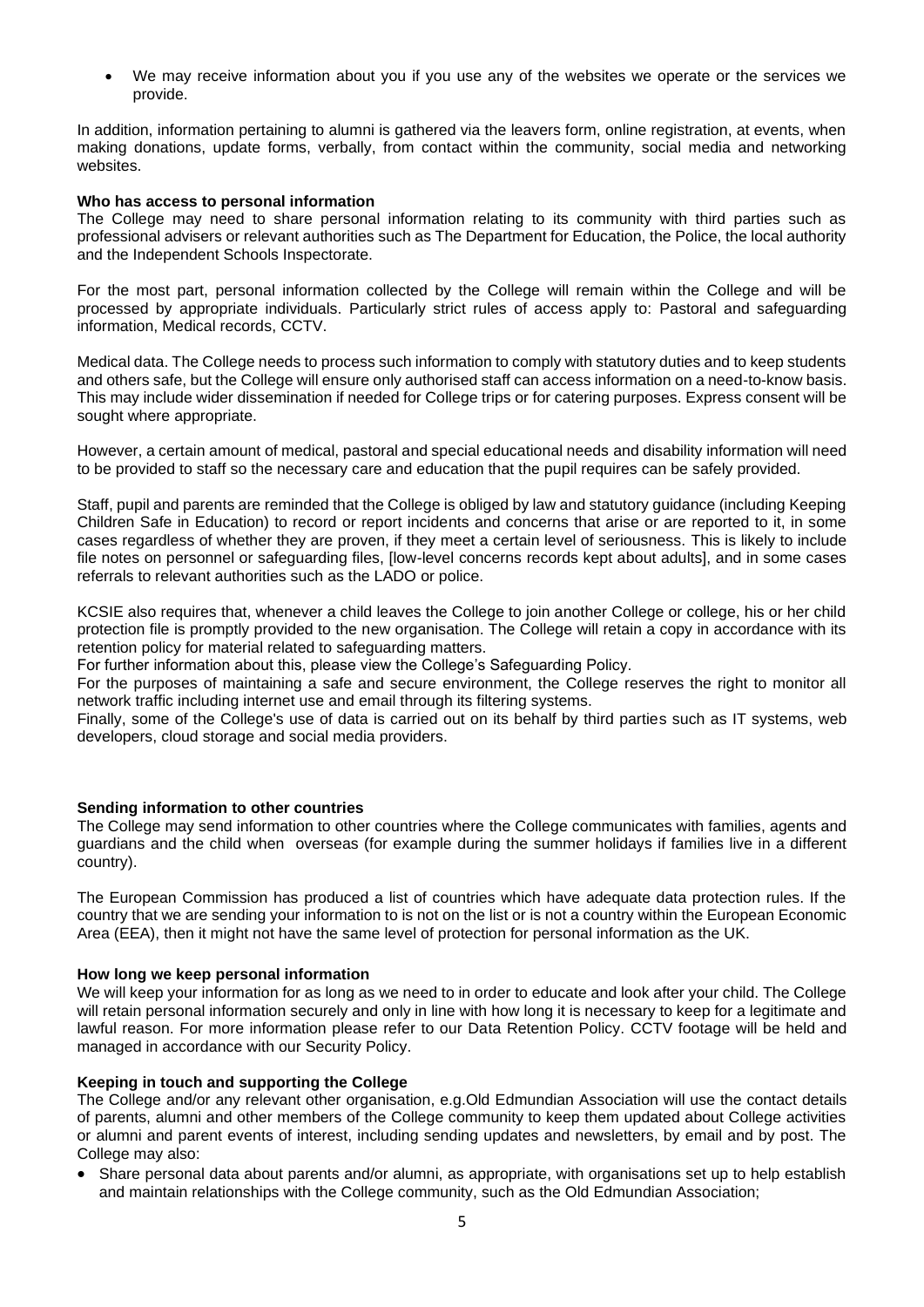- We may receive information about you if you use any of the websites we operate or the services we provide.

In addition, information pertaining to alumni is gathered via the leavers form, online registration, at events, when making donations, update forms, verbally, from contact within the community, social media and networking websites.

**Who has access to personal information**
The College may need to share personal information relating to its community with third parties such as professional advisers or relevant authorities such as The Department for Education, the Police, the local authority and the Independent Schools Inspectorate.

For the most part, personal information collected by the College will remain within the College and will be processed by appropriate individuals. Particularly strict rules of access apply to: Pastoral and safeguarding information, Medical records, CCTV.

Medical data. The College needs to process such information to comply with statutory duties and to keep students and others safe, but the College will ensure only authorised staff can access information on a need-to-know basis. This may include wider dissemination if needed for College trips or for catering purposes. Express consent will be sought where appropriate.

However, a certain amount of medical, pastoral and special educational needs and disability information will need to be provided to staff so the necessary care and education that the pupil requires can be safely provided.

Staff, pupil and parents are reminded that the College is obliged by law and statutory guidance (including Keeping Children Safe in Education) to record or report incidents and concerns that arise or are reported to it, in some cases regardless of whether they are proven, if they meet a certain level of seriousness. This is likely to include file notes on personnel or safeguarding files, [low-level concerns records kept about adults], and in some cases referrals to relevant authorities such as the LADO or police.

KCSIE also requires that, whenever a child leaves the College to join another College or college, his or her child protection file is promptly provided to the new organisation. The College will retain a copy in accordance with its retention policy for material related to safeguarding matters.
For further information about this, please view the College's Safeguarding Policy.
For the purposes of maintaining a safe and secure environment, the College reserves the right to monitor all network traffic including internet use and email through its filtering systems.
Finally, some of the College's use of data is carried out on its behalf by third parties such as IT systems, web developers, cloud storage and social media providers.

**Sending information to other countries**
The College may send information to other countries where the College communicates with families, agents and guardians and the child when overseas (for example during the summer holidays if families live in a different country).

The European Commission has produced a list of countries which have adequate data protection rules. If the country that we are sending your information to is not on the list or is not a country within the European Economic Area (EEA), then it might not have the same level of protection for personal information as the UK.

**How long we keep personal information**
We will keep your information for as long as we need to in order to educate and look after your child. The College will retain personal information securely and only in line with how long it is necessary to keep for a legitimate and lawful reason. For more information please refer to our Data Retention Policy. CCTV footage will be held and managed in accordance with our Security Policy.

**Keeping in touch and supporting the College**
The College and/or any relevant other organisation, e.g.Old Edmundian Association will use the contact details of parents, alumni and other members of the College community to keep them updated about College activities or alumni and parent events of interest, including sending updates and newsletters, by email and by post. The College may also:

- Share personal data about parents and/or alumni, as appropriate, with organisations set up to help establish and maintain relationships with the College community, such as the Old Edmundian Association;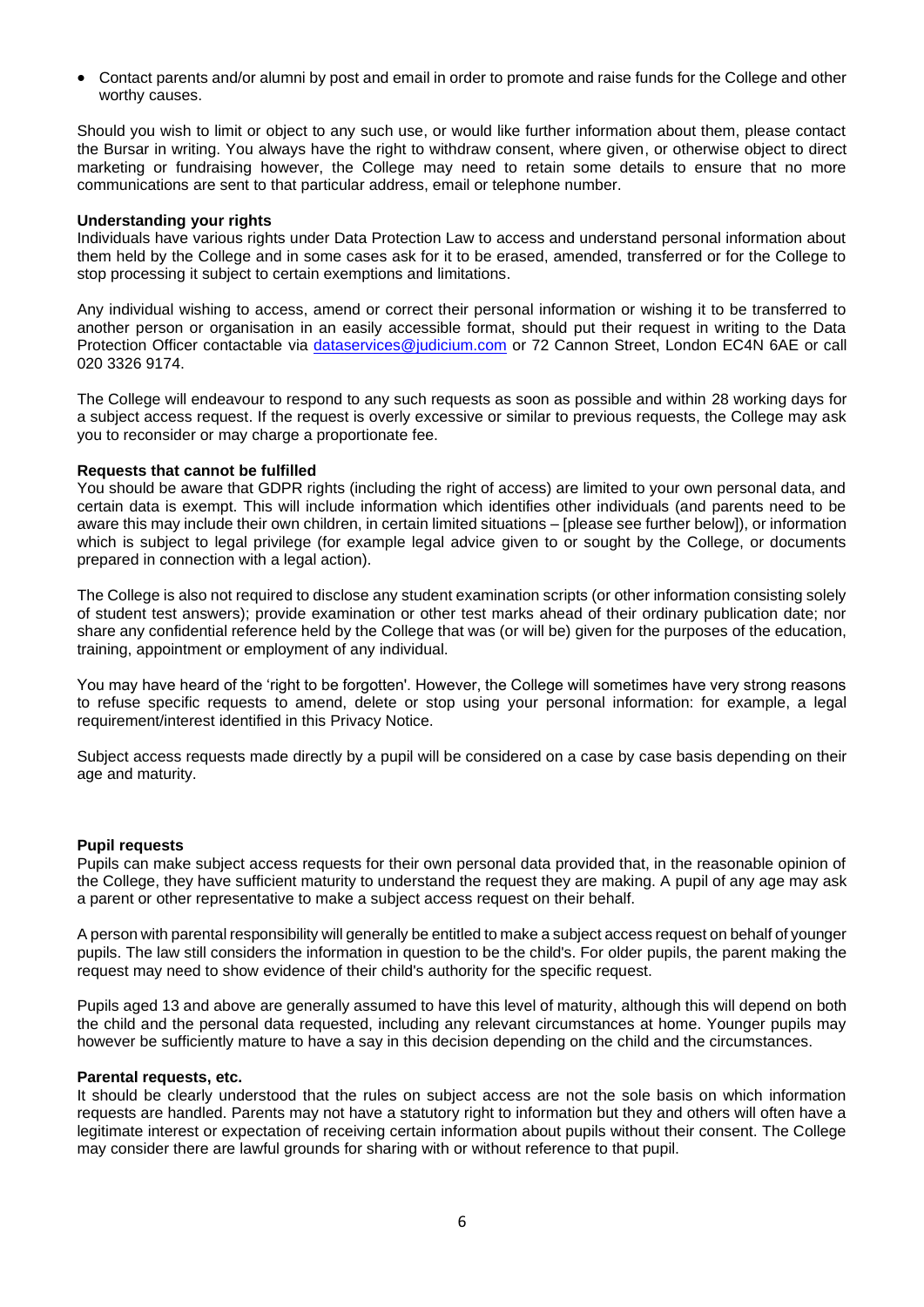- Contact parents and/or alumni by post and email in order to promote and raise funds for the College and other worthy causes.

Should you wish to limit or object to any such use, or would like further information about them, please contact the Bursar in writing. You always have the right to withdraw consent, where given, or otherwise object to direct marketing or fundraising however, the College may need to retain some details to ensure that no more communications are sent to that particular address, email or telephone number.

**Understanding your rights**

Individuals have various rights under Data Protection Law to access and understand personal information about them held by the College and in some cases ask for it to be erased, amended, transferred or for the College to stop processing it subject to certain exemptions and limitations.

Any individual wishing to access, amend or correct their personal information or wishing it to be transferred to another person or organisation in an easily accessible format, should put their request in writing to the Data Protection Officer contactable via dataservices@judicium.com or 72 Cannon Street, London EC4N 6AE or call 020 3326 9174.

The College will endeavour to respond to any such requests as soon as possible and within 28 working days for a subject access request. If the request is overly excessive or similar to previous requests, the College may ask you to reconsider or may charge a proportionate fee.

**Requests that cannot be fulfilled**

You should be aware that GDPR rights (including the right of access) are limited to your own personal data, and certain data is exempt. This will include information which identifies other individuals (and parents need to be aware this may include their own children, in certain limited situations – [please see further below]), or information which is subject to legal privilege (for example legal advice given to or sought by the College, or documents prepared in connection with a legal action).

The College is also not required to disclose any student examination scripts (or other information consisting solely of student test answers); provide examination or other test marks ahead of their ordinary publication date; nor share any confidential reference held by the College that was (or will be) given for the purposes of the education, training, appointment or employment of any individual.

You may have heard of the 'right to be forgotten'. However, the College will sometimes have very strong reasons to refuse specific requests to amend, delete or stop using your personal information: for example, a legal requirement/interest identified in this Privacy Notice.

Subject access requests made directly by a pupil will be considered on a case by case basis depending on their age and maturity.

**Pupil requests**

Pupils can make subject access requests for their own personal data provided that, in the reasonable opinion of the College, they have sufficient maturity to understand the request they are making. A pupil of any age may ask a parent or other representative to make a subject access request on their behalf.

A person with parental responsibility will generally be entitled to make a subject access request on behalf of younger pupils. The law still considers the information in question to be the child's. For older pupils, the parent making the request may need to show evidence of their child's authority for the specific request.

Pupils aged 13 and above are generally assumed to have this level of maturity, although this will depend on both the child and the personal data requested, including any relevant circumstances at home. Younger pupils may however be sufficiently mature to have a say in this decision depending on the child and the circumstances.

**Parental requests, etc.**

It should be clearly understood that the rules on subject access are not the sole basis on which information requests are handled. Parents may not have a statutory right to information but they and others will often have a legitimate interest or expectation of receiving certain information about pupils without their consent. The College may consider there are lawful grounds for sharing with or without reference to that pupil.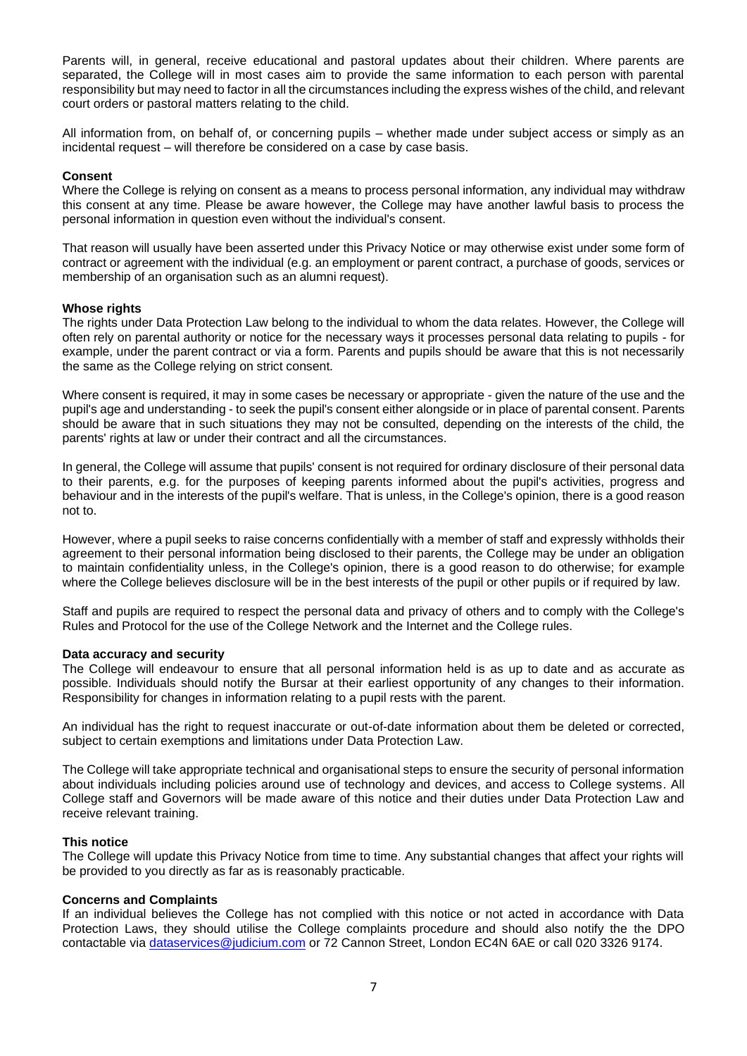Parents will, in general, receive educational and pastoral updates about their children. Where parents are separated, the College will in most cases aim to provide the same information to each person with parental responsibility but may need to factor in all the circumstances including the express wishes of the child, and relevant court orders or pastoral matters relating to the child.

All information from, on behalf of, or concerning pupils – whether made under subject access or simply as an incidental request – will therefore be considered on a case by case basis.

**Consent**

Where the College is relying on consent as a means to process personal information, any individual may withdraw this consent at any time. Please be aware however, the College may have another lawful basis to process the personal information in question even without the individual's consent.

That reason will usually have been asserted under this Privacy Notice or may otherwise exist under some form of contract or agreement with the individual (e.g. an employment or parent contract, a purchase of goods, services or membership of an organisation such as an alumni request).

**Whose rights**

The rights under Data Protection Law belong to the individual to whom the data relates. However, the College will often rely on parental authority or notice for the necessary ways it processes personal data relating to pupils - for example, under the parent contract or via a form. Parents and pupils should be aware that this is not necessarily the same as the College relying on strict consent.

Where consent is required, it may in some cases be necessary or appropriate - given the nature of the use and the pupil's age and understanding - to seek the pupil's consent either alongside or in place of parental consent. Parents should be aware that in such situations they may not be consulted, depending on the interests of the child, the parents' rights at law or under their contract and all the circumstances.

In general, the College will assume that pupils' consent is not required for ordinary disclosure of their personal data to their parents, e.g. for the purposes of keeping parents informed about the pupil's activities, progress and behaviour and in the interests of the pupil's welfare. That is unless, in the College's opinion, there is a good reason not to.

However, where a pupil seeks to raise concerns confidentially with a member of staff and expressly withholds their agreement to their personal information being disclosed to their parents, the College may be under an obligation to maintain confidentiality unless, in the College's opinion, there is a good reason to do otherwise; for example where the College believes disclosure will be in the best interests of the pupil or other pupils or if required by law.

Staff and pupils are required to respect the personal data and privacy of others and to comply with the College's Rules and Protocol for the use of the College Network and the Internet and the College rules.

**Data accuracy and security**

The College will endeavour to ensure that all personal information held is as up to date and as accurate as possible. Individuals should notify the Bursar at their earliest opportunity of any changes to their information. Responsibility for changes in information relating to a pupil rests with the parent.

An individual has the right to request inaccurate or out-of-date information about them be deleted or corrected, subject to certain exemptions and limitations under Data Protection Law.

The College will take appropriate technical and organisational steps to ensure the security of personal information about individuals including policies around use of technology and devices, and access to College systems. All College staff and Governors will be made aware of this notice and their duties under Data Protection Law and receive relevant training.

**This notice**

The College will update this Privacy Notice from time to time. Any substantial changes that affect your rights will be provided to you directly as far as is reasonably practicable.

**Concerns and Complaints**

If an individual believes the College has not complied with this notice or not acted in accordance with Data Protection Laws, they should utilise the College complaints procedure and should also notify the the DPO contactable via dataservices@judicium.com or 72 Cannon Street, London EC4N 6AE or call 020 3326 9174.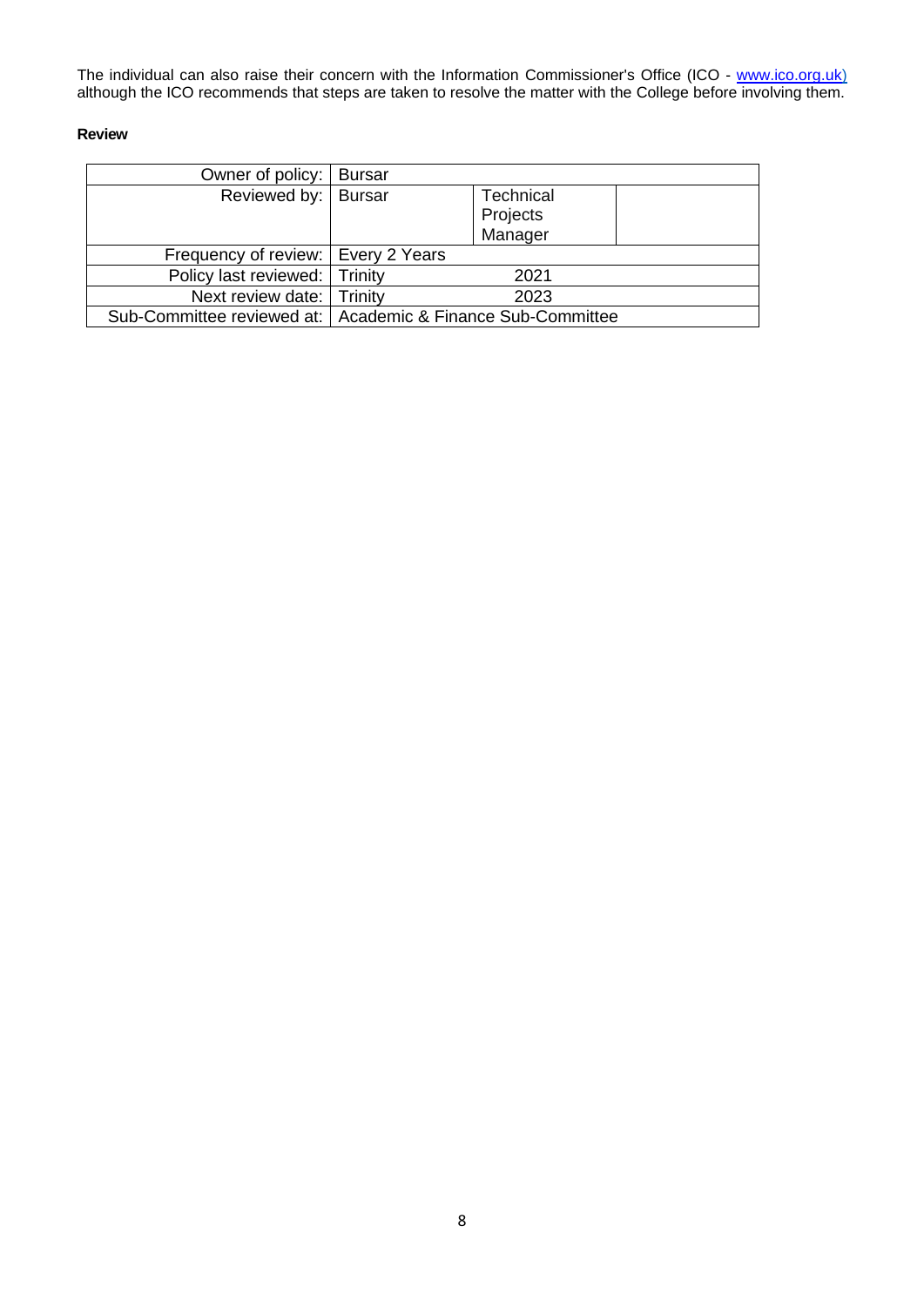The individual can also raise their concern with the Information Commissioner's Office (ICO - www.ico.org.uk) although the ICO recommends that steps are taken to resolve the matter with the College before involving them.

**Review**

| | | | |
|---|---|---|---|
| Owner of policy: | Bursar | | |
| Reviewed by: | Bursar | Technical Projects Manager | |
| Frequency of review: | Every 2 Years | | |
| Policy last reviewed: | Trinity | 2021 | |
| Next review date: | Trinity | 2023 | |
| Sub-Committee reviewed at: | Academic & Finance Sub-Committee | | |